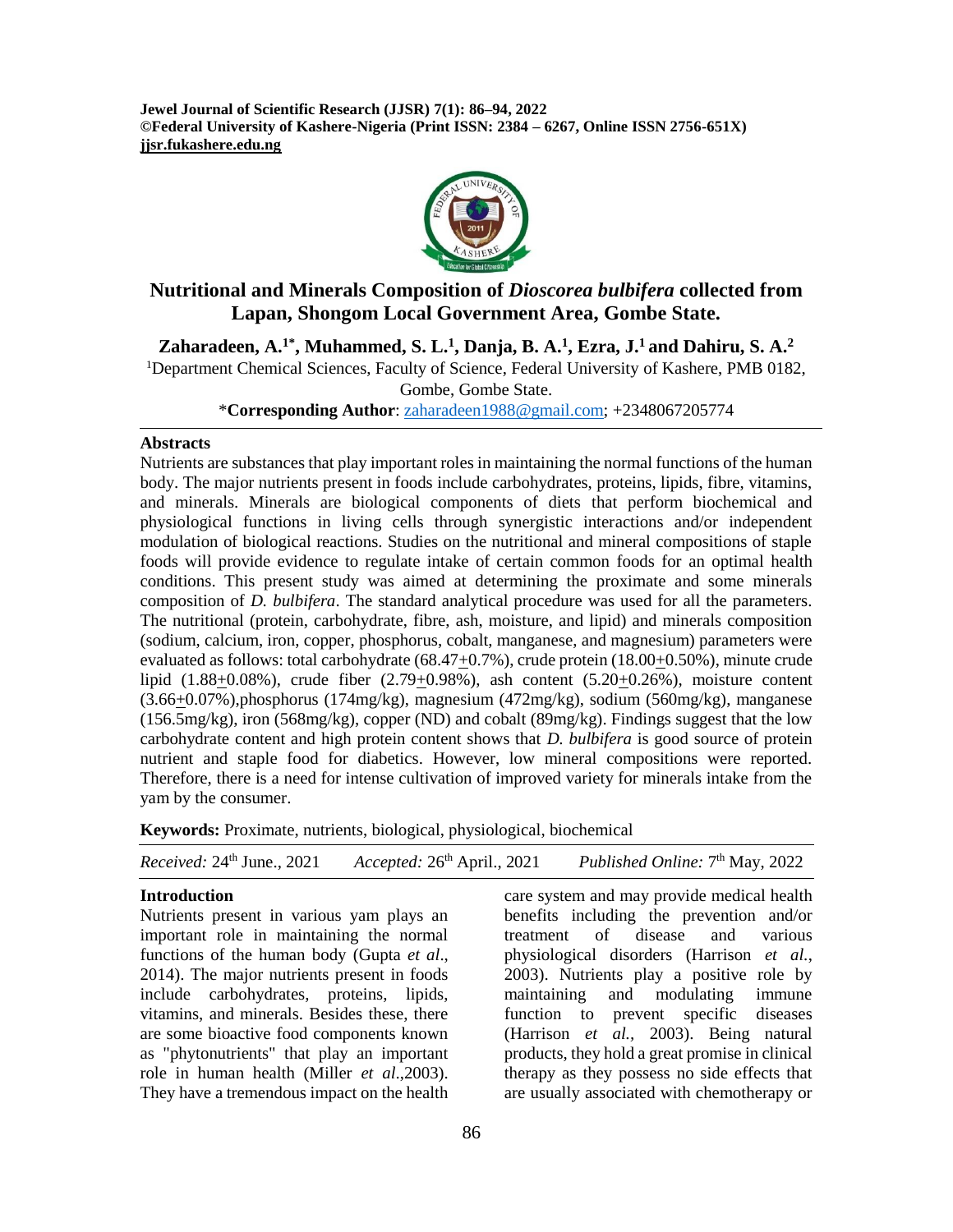# Nutritional and Minerals Composition of *Dioscorea bulbifera* collected from Lapan, Shongom Local Government Area, Gombe State.

**Zaharadeen, A.[1*], Muhammed, S. L.[1], Danja, B. A.[1], Ezra, J.[1] and Dahiru, S. A.[2]**

[1]Department Chemical Sciences, Faculty of Science, Federal University of Kashere, PMB 0182, Gombe, Gombe State.

\***Corresponding Author**: zaharadeen1988@gmail.com; +2348067205774

## Abstracts

Nutrients are substances that play important roles in maintaining the normal functions of the human body. The major nutrients present in foods include carbohydrates, proteins, lipids, fibre, vitamins, and minerals. Minerals are biological components of diets that perform biochemical and physiological functions in living cells through synergistic interactions and/or independent modulation of biological reactions. Studies on the nutritional and mineral compositions of staple foods will provide evidence to regulate intake of certain common foods for an optimal health conditions. This present study was aimed at determining the proximate and some minerals composition of *D. bulbifera*. The standard analytical procedure was used for all the parameters. The nutritional (protein, carbohydrate, fibre, ash, moisture, and lipid) and minerals composition (sodium, calcium, iron, copper, phosphorus, cobalt, manganese, and magnesium) parameters were evaluated as follows: total carbohydrate (68.47$\pm$0.7%), crude protein (18.00$\pm$0.50%), minute crude lipid (1.88$\pm$0.08%), crude fiber (2.79$\pm$0.98%), ash content (5.20$\pm$0.26%), moisture content (3.66$\pm$0.07%),phosphorus (174mg/kg), magnesium (472mg/kg), sodium (560mg/kg), manganese (156.5mg/kg), iron (568mg/kg), copper (ND) and cobalt (89mg/kg). Findings suggest that the low carbohydrate content and high protein content shows that *D. bulbifera* is good source of protein nutrient and staple food for diabetics. However, low mineral compositions were reported. Therefore, there is a need for intense cultivation of improved variety for minerals intake from the yam by the consumer.

**Keywords:** Proximate, nutrients, biological, physiological, biochemical

*Received:* 24th June., 2021 *Accepted:* 26th April., 2021 *Published Online:* 7th May, 2022

## Introduction

Nutrients present in various yam plays an important role in maintaining the normal functions of the human body (Gupta *et al*., 2014). The major nutrients present in foods include carbohydrates, proteins, lipids, vitamins, and minerals. Besides these, there are some bioactive food components known as "phytonutrients" that play an important role in human health (Miller *et al*.,2003). They have a tremendous impact on the health care system and may provide medical health benefits including the prevention and/or treatment of disease and various physiological disorders (Harrison *et al.*, 2003). Nutrients play a positive role by maintaining and modulating immune function to prevent specific diseases (Harrison *et al.*, 2003). Being natural products, they hold a great promise in clinical therapy as they possess no side effects that are usually associated with chemotherapy or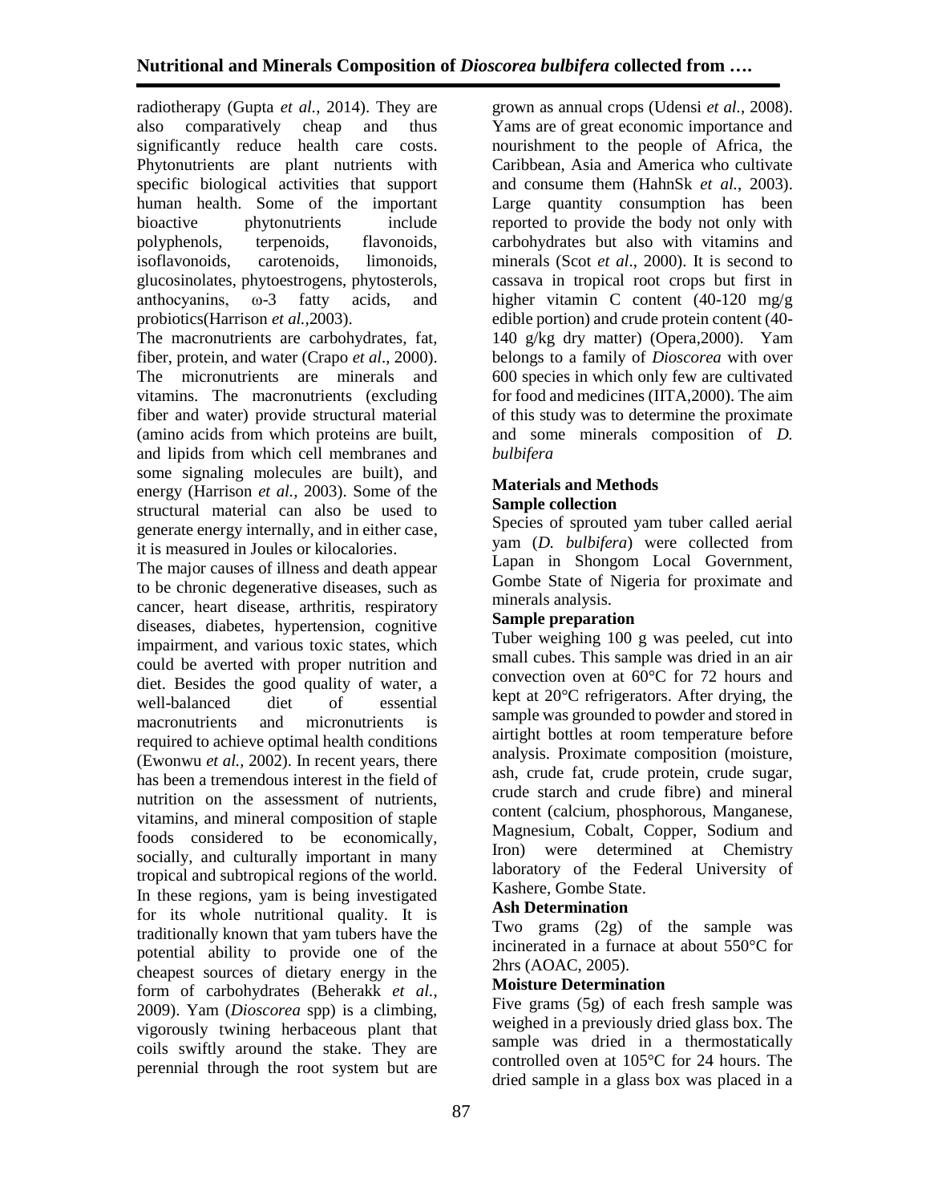radiotherapy (Gupta *et al.*, 2014). They are also comparatively cheap and thus significantly reduce health care costs. Phytonutrients are plant nutrients with specific biological activities that support human health. Some of the important bioactive phytonutrients include polyphenols, terpenoids, flavonoids, isoflavonoids, carotenoids, limonoids, glucosinolates, phytoestrogens, phytosterols, anthocyanins, ω-3 fatty acids, and probiotics(Harrison *et al.,*2003).

The macronutrients are carbohydrates, fat, fiber, protein, and water (Crapo *et al*., 2000). The micronutrients are minerals and vitamins. The macronutrients (excluding fiber and water) provide structural material (amino acids from which proteins are built, and lipids from which cell membranes and some signaling molecules are built), and energy (Harrison *et al.,* 2003). Some of the structural material can also be used to generate energy internally, and in either case, it is measured in Joules or kilocalories.

The major causes of illness and death appear to be chronic degenerative diseases, such as cancer, heart disease, arthritis, respiratory diseases, diabetes, hypertension, cognitive impairment, and various toxic states, which could be averted with proper nutrition and diet. Besides the good quality of water, a well-balanced diet of essential macronutrients and micronutrients is required to achieve optimal health conditions (Ewonwu *et al.,* 2002). In recent years, there has been a tremendous interest in the field of nutrition on the assessment of nutrients, vitamins, and mineral composition of staple foods considered to be economically, socially, and culturally important in many tropical and subtropical regions of the world. In these regions, yam is being investigated for its whole nutritional quality. It is traditionally known that yam tubers have the potential ability to provide one of the cheapest sources of dietary energy in the form of carbohydrates (Beherakk *et al.,* 2009). Yam (*Dioscorea* spp) is a climbing, vigorously twining herbaceous plant that coils swiftly around the stake. They are perennial through the root system but are grown as annual crops (Udensi *et al.*, 2008). Yams are of great economic importance and nourishment to the people of Africa, the Caribbean, Asia and America who cultivate and consume them (HahnSk *et al.*, 2003). Large quantity consumption has been reported to provide the body not only with carbohydrates but also with vitamins and minerals (Scot *et al*., 2000). It is second to cassava in tropical root crops but first in higher vitamin C content (40-120 mg/g edible portion) and crude protein content (40-140 g/kg dry matter) (Opera,2000). Yam belongs to a family of *Dioscorea* with over 600 species in which only few are cultivated for food and medicines (IITA,2000). The aim of this study was to determine the proximate and some minerals composition of *D. bulbifera*

## Materials and Methods

### Sample collection

Species of sprouted yam tuber called aerial yam (*D. bulbifera*) were collected from Lapan in Shongom Local Government, Gombe State of Nigeria for proximate and minerals analysis.

### Sample preparation

Tuber weighing 100 g was peeled, cut into small cubes. This sample was dried in an air convection oven at 60°C for 72 hours and kept at 20°C refrigerators. After drying, the sample was grounded to powder and stored in airtight bottles at room temperature before analysis. Proximate composition (moisture, ash, crude fat, crude protein, crude sugar, crude starch and crude fibre) and mineral content (calcium, phosphorous, Manganese, Magnesium, Cobalt, Copper, Sodium and Iron) were determined at Chemistry laboratory of the Federal University of Kashere, Gombe State.

### Ash Determination

Two grams (2g) of the sample was incinerated in a furnace at about 550°C for 2hrs (AOAC, 2005).

### Moisture Determination

Five grams (5g) of each fresh sample was weighed in a previously dried glass box. The sample was dried in a thermostatically controlled oven at 105°C for 24 hours. The dried sample in a glass box was placed in a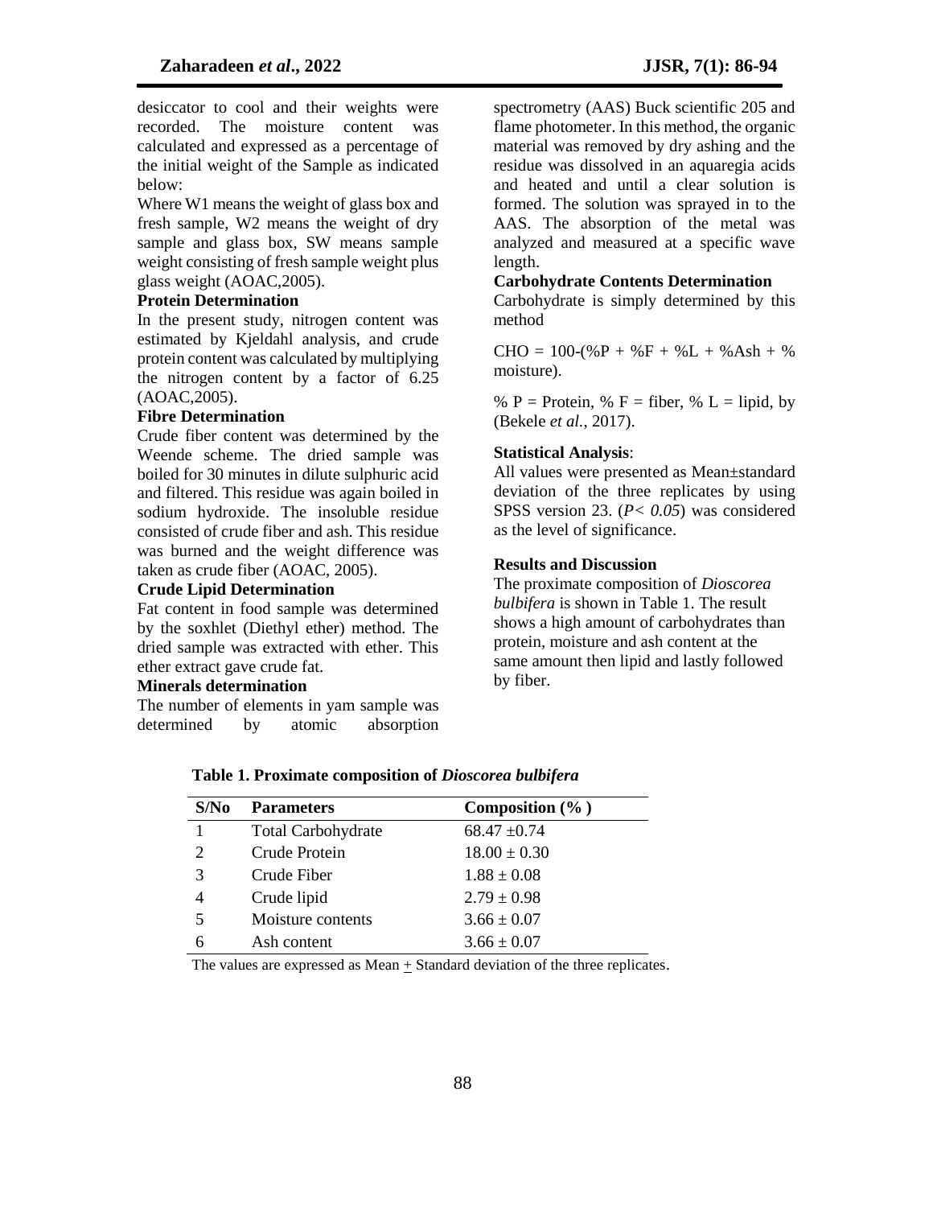desiccator to cool and their weights were recorded. The moisture content was calculated and expressed as a percentage of the initial weight of the Sample as indicated below:

Where W1 means the weight of glass box and fresh sample, W2 means the weight of dry sample and glass box, SW means sample weight consisting of fresh sample weight plus glass weight (AOAC,2005).

**Protein Determination**

In the present study, nitrogen content was estimated by Kjeldahl analysis, and crude protein content was calculated by multiplying the nitrogen content by a factor of 6.25 (AOAC,2005).

**Fibre Determination**

Crude fiber content was determined by the Weende scheme. The dried sample was boiled for 30 minutes in dilute sulphuric acid and filtered. This residue was again boiled in sodium hydroxide. The insoluble residue consisted of crude fiber and ash. This residue was burned and the weight difference was taken as crude fiber (AOAC, 2005).

**Crude Lipid Determination**

Fat content in food sample was determined by the soxhlet (Diethyl ether) method. The dried sample was extracted with ether. This ether extract gave crude fat.

**Minerals determination**

The number of elements in yam sample was determined by atomic absorption spectrometry (AAS) Buck scientific 205 and flame photometer. In this method, the organic material was removed by dry ashing and the residue was dissolved in an aquaregia acids and heated and until a clear solution is formed. The solution was sprayed in to the AAS. The absorption of the metal was analyzed and measured at a specific wave length.

**Carbohydrate Contents Determination**

Carbohydrate is simply determined by this method

$$CHO = 100\text{-}(\%P + \%F + \%L + \%Ash + \% \text{ moisture}).$$

% P = Protein, % F = fiber, % L = lipid, by (Bekele *et al.,* 2017).

**Statistical Analysis**:

All values were presented as Mean±standard deviation of the three replicates by using SPSS version 23. ($P< 0.05$) was considered as the level of significance.

**Results and Discussion**

The proximate composition of *Dioscorea bulbifera* is shown in Table 1. The result shows a high amount of carbohydrates than protein, moisture and ash content at the same amount then lipid and lastly followed by fiber.

**Table 1. Proximate composition of *Dioscorea bulbifera***

| S/No | Parameters | Composition (% ) |
|---|---|---|
| 1 | Total Carbohydrate | 68.47 ±0.74 |
| 2 | Crude Protein | 18.00 ± 0.30 |
| 3 | Crude Fiber | 1.88 ± 0.08 |
| 4 | Crude lipid | 2.79 ± 0.98 |
| 5 | Moisture contents | 3.66 ± 0.07 |
| 6 | Ash content | 3.66 ± 0.07 |

The values are expressed as Mean ± Standard deviation of the three replicates.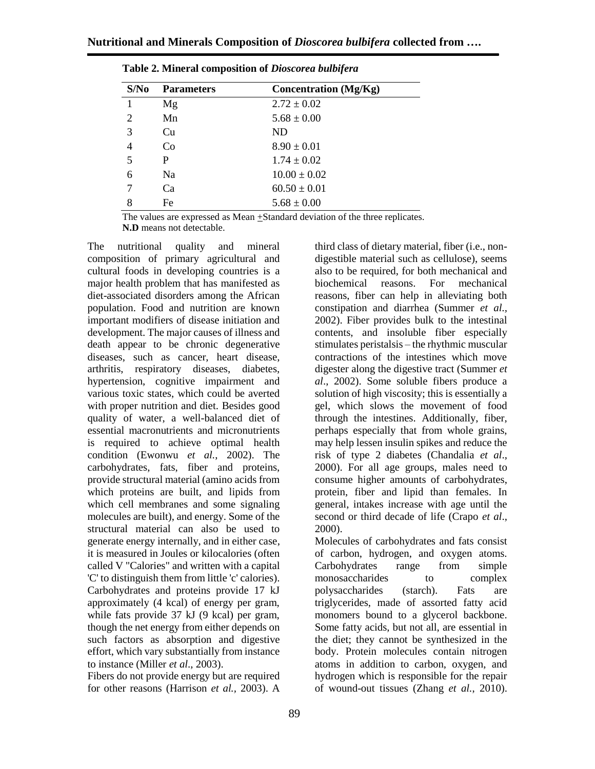**Table 2. Mineral composition of *Dioscorea bulbifera***

| S/No | Parameters | Concentration (Mg/Kg) |
|---|---|---|
| 1 | Mg | 2.72 ± 0.02 |
| 2 | Mn | 5.68 ± 0.00 |
| 3 | Cu | ND |
| 4 | Co | 8.90 ± 0.01 |
| 5 | P | 1.74 ± 0.02 |
| 6 | Na | 10.00 ± 0.02 |
| 7 | Ca | 60.50 ± 0.01 |
| 8 | Fe | 5.68 ± 0.00 |

The values are expressed as Mean ±Standard deviation of the three replicates.
**N.D** means not detectable.

The nutritional quality and mineral composition of primary agricultural and cultural foods in developing countries is a major health problem that has manifested as diet-associated disorders among the African population. Food and nutrition are known important modifiers of disease initiation and development. The major causes of illness and death appear to be chronic degenerative diseases, such as cancer, heart disease, arthritis, respiratory diseases, diabetes, hypertension, cognitive impairment and various toxic states, which could be averted with proper nutrition and diet. Besides good quality of water, a well-balanced diet of essential macronutrients and micronutrients is required to achieve optimal health condition (Ewonwu *et al.,* 2002). The carbohydrates, fats, fiber and proteins, provide structural material (amino acids from which proteins are built, and lipids from which cell membranes and some signaling molecules are built), and energy. Some of the structural material can also be used to generate energy internally, and in either case, it is measured in Joules or kilocalories (often called V "Calories" and written with a capital 'C' to distinguish them from little 'c' calories). Carbohydrates and proteins provide 17 kJ approximately (4 kcal) of energy per gram, while fats provide 37 kJ (9 kcal) per gram, though the net energy from either depends on such factors as absorption and digestive effort, which vary substantially from instance to instance (Miller *et al*., 2003).

Fibers do not provide energy but are required for other reasons (Harrison *et al.,* 2003). A third class of dietary material, fiber (i.e., non-digestible material such as cellulose), seems also to be required, for both mechanical and biochemical reasons. For mechanical reasons, fiber can help in alleviating both constipation and diarrhea (Summer *et al.,* 2002). Fiber provides bulk to the intestinal contents, and insoluble fiber especially stimulates peristalsis – the rhythmic muscular contractions of the intestines which move digester along the digestive tract (Summer *et al*., 2002). Some soluble fibers produce a solution of high viscosity; this is essentially a gel, which slows the movement of food through the intestines. Additionally, fiber, perhaps especially that from whole grains, may help lessen insulin spikes and reduce the risk of type 2 diabetes (Chandalia *et al*., 2000). For all age groups, males need to consume higher amounts of carbohydrates, protein, fiber and lipid than females. In general, intakes increase with age until the second or third decade of life (Crapo *et al*., 2000).

Molecules of carbohydrates and fats consist of carbon, hydrogen, and oxygen atoms. Carbohydrates range from simple monosaccharides to complex polysaccharides (starch). Fats are triglycerides, made of assorted fatty acid monomers bound to a glycerol backbone. Some fatty acids, but not all, are essential in the diet; they cannot be synthesized in the body. Protein molecules contain nitrogen atoms in addition to carbon, oxygen, and hydrogen which is responsible for the repair of wound-out tissues (Zhang *et al.,* 2010).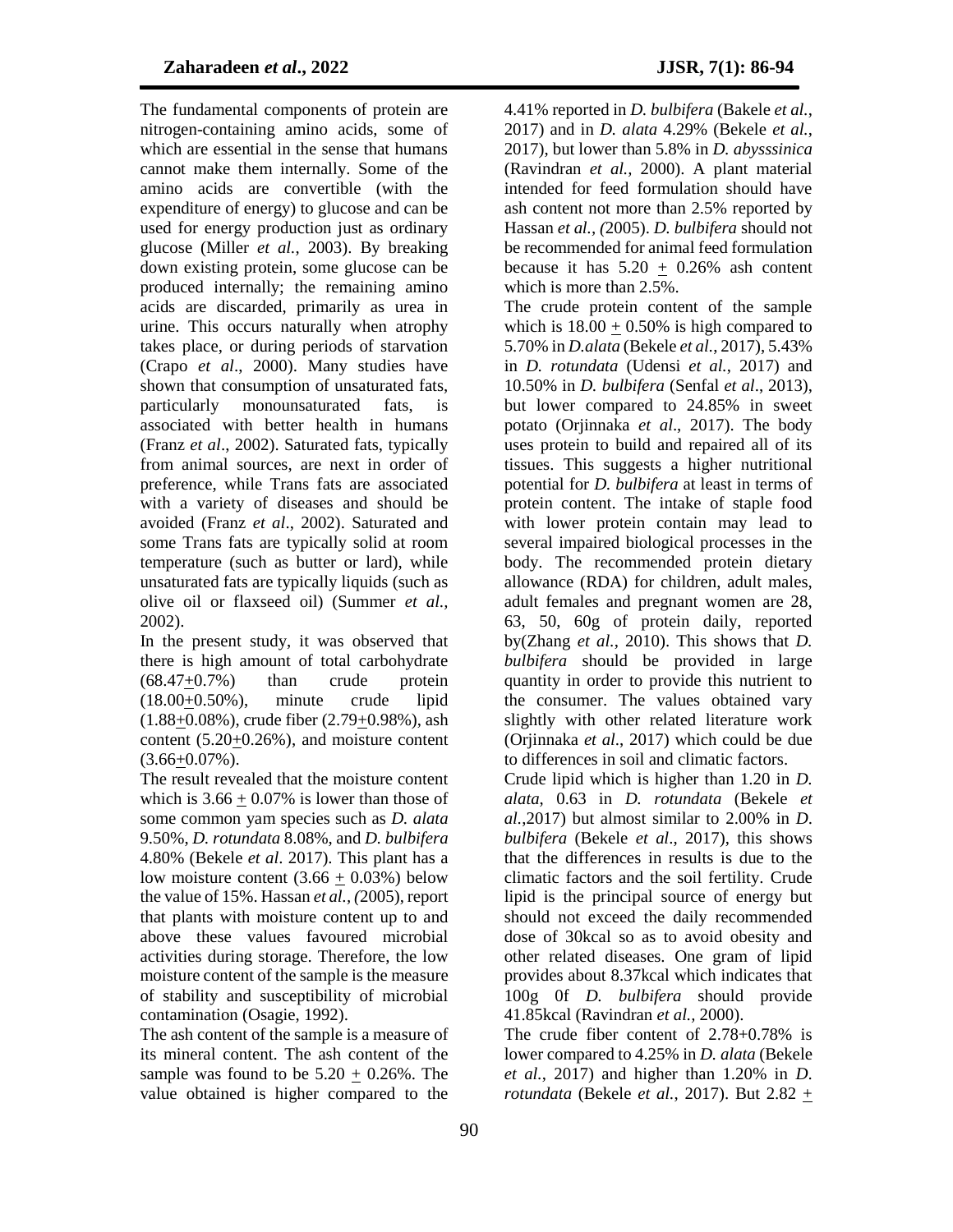The fundamental components of protein are nitrogen-containing amino acids, some of which are essential in the sense that humans cannot make them internally. Some of the amino acids are convertible (with the expenditure of energy) to glucose and can be used for energy production just as ordinary glucose (Miller *et al.*, 2003). By breaking down existing protein, some glucose can be produced internally; the remaining amino acids are discarded, primarily as urea in urine. This occurs naturally when atrophy takes place, or during periods of starvation (Crapo *et al*., 2000). Many studies have shown that consumption of unsaturated fats, particularly monounsaturated fats, is associated with better health in humans (Franz *et al*., 2002). Saturated fats, typically from animal sources, are next in order of preference, while Trans fats are associated with a variety of diseases and should be avoided (Franz *et al*., 2002). Saturated and some Trans fats are typically solid at room temperature (such as butter or lard), while unsaturated fats are typically liquids (such as olive oil or flaxseed oil) (Summer *et al.,* 2002).

In the present study, it was observed that there is high amount of total carbohydrate ($68.47 \pm 0.7\%$) than crude protein ($18.00 \pm 0.50\%$), minute crude lipid ($1.88 \pm 0.08\%$), crude fiber ($2.79 \pm 0.98\%$), ash content ($5.20 \pm 0.26\%$), and moisture content ($3.66 \pm 0.07\%$).

The result revealed that the moisture content which is $3.66 \pm 0.07\%$ is lower than those of some common yam species such as *D. alata* 9.50%, *D. rotundata* 8.08%, and *D. bulbifera* 4.80% (Bekele *et al*. 2017). This plant has a low moisture content ($3.66 \pm 0.03\%$) below the value of 15%. Hassan *et al., (*2005), report that plants with moisture content up to and above these values favoured microbial activities during storage. Therefore, the low moisture content of the sample is the measure of stability and susceptibility of microbial contamination (Osagie, 1992).

The ash content of the sample is a measure of its mineral content. The ash content of the sample was found to be $5.20 \pm 0.26\%$. The value obtained is higher compared to the 4.41% reported in *D. bulbifera* (Bakele *et al.*, 2017) and in *D. alata* 4.29% (Bekele *et al.*, 2017), but lower than 5.8% in *D. abysssinica* (Ravindran *et al.*, 2000). A plant material intended for feed formulation should have ash content not more than 2.5% reported by Hassan *et al., (*2005). *D. bulbifera* should not be recommended for animal feed formulation because it has $5.20 \pm 0.26\%$ ash content which is more than 2.5%.

The crude protein content of the sample which is $18.00 \pm 0.50\%$ is high compared to 5.70% in *D.alata* (Bekele *et al.*, 2017), 5.43% in *D. rotundata* (Udensi *et al.*, 2017) and 10.50% in *D. bulbifera* (Senfal *et al*., 2013), but lower compared to 24.85% in sweet potato (Orjinnaka *et al*., 2017). The body uses protein to build and repaired all of its tissues. This suggests a higher nutritional potential for *D. bulbifera* at least in terms of protein content. The intake of staple food with lower protein contain may lead to several impaired biological processes in the body. The recommended protein dietary allowance (RDA) for children, adult males, adult females and pregnant women are 28, 63, 50, 60g of protein daily, reported by(Zhang *et al.*, 2010). This shows that *D. bulbifera* should be provided in large quantity in order to provide this nutrient to the consumer. The values obtained vary slightly with other related literature work (Orjinnaka *et al*., 2017) which could be due to differences in soil and climatic factors.

Crude lipid which is higher than 1.20 in *D. alata*, 0.63 in *D. rotundata* (Bekele *et al.*,2017) but almost similar to 2.00% in *D. bulbifera* (Bekele *et al*., 2017), this shows that the differences in results is due to the climatic factors and the soil fertility. Crude lipid is the principal source of energy but should not exceed the daily recommended dose of 30kcal so as to avoid obesity and other related diseases. One gram of lipid provides about 8.37kcal which indicates that 100g 0f *D. bulbifera* should provide 41.85kcal (Ravindran *et al.,* 2000).

The crude fiber content of 2.78+0.78% is lower compared to 4.25% in *D. alata* (Bekele *et al.*, 2017) and higher than 1.20% in *D. rotundata* (Bekele *et al.*, 2017). But $2.82 \pm$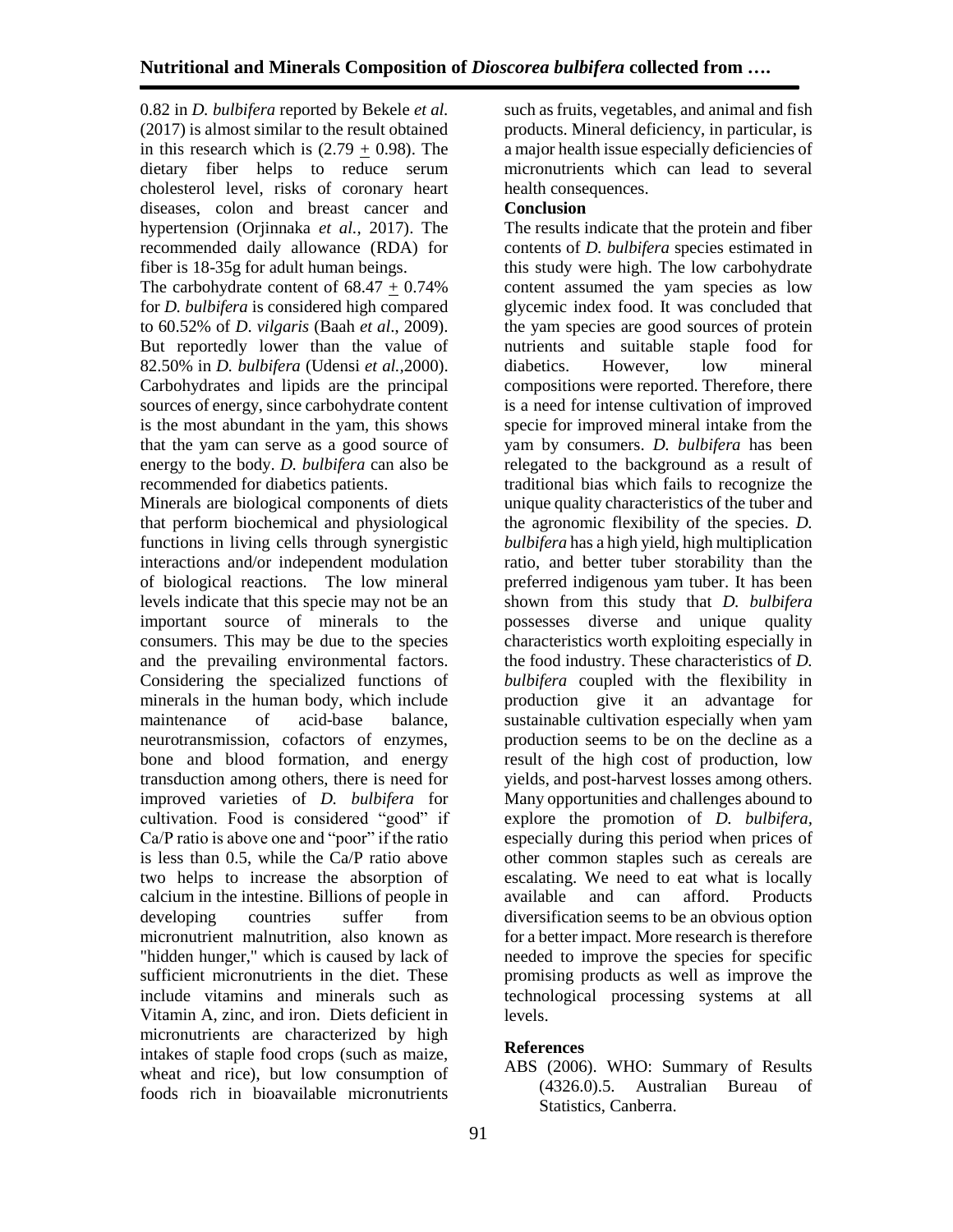0.82 in *D. bulbifera* reported by Bekele *et al.* (2017) is almost similar to the result obtained in this research which is (2.79 $\pm$ 0.98). The dietary fiber helps to reduce serum cholesterol level, risks of coronary heart diseases, colon and breast cancer and hypertension (Orjinnaka *et al.,* 2017). The recommended daily allowance (RDA) for fiber is 18-35g for adult human beings.

The carbohydrate content of 68.47 $\pm$ 0.74% for *D. bulbifera* is considered high compared to 60.52% of *D. vilgaris* (Baah *et al*., 2009). But reportedly lower than the value of 82.50% in *D. bulbifera* (Udensi *et al.,*2000). Carbohydrates and lipids are the principal sources of energy, since carbohydrate content is the most abundant in the yam, this shows that the yam can serve as a good source of energy to the body. *D. bulbifera* can also be recommended for diabetics patients.

Minerals are biological components of diets that perform biochemical and physiological functions in living cells through synergistic interactions and/or independent modulation of biological reactions. The low mineral levels indicate that this specie may not be an important source of minerals to the consumers. This may be due to the species and the prevailing environmental factors. Considering the specialized functions of minerals in the human body, which include maintenance of acid-base balance, neurotransmission, cofactors of enzymes, bone and blood formation, and energy transduction among others, there is need for improved varieties of *D. bulbifera* for cultivation. Food is considered "good" if Ca/P ratio is above one and "poor" if the ratio is less than 0.5, while the Ca/P ratio above two helps to increase the absorption of calcium in the intestine. Billions of people in developing countries suffer from micronutrient malnutrition, also known as "hidden hunger," which is caused by lack of sufficient micronutrients in the diet. These include vitamins and minerals such as Vitamin A, zinc, and iron. Diets deficient in micronutrients are characterized by high intakes of staple food crops (such as maize, wheat and rice), but low consumption of foods rich in bioavailable micronutrients such as fruits, vegetables, and animal and fish products. Mineral deficiency, in particular, is a major health issue especially deficiencies of micronutrients which can lead to several health consequences.

**Conclusion**

The results indicate that the protein and fiber contents of *D. bulbifera* species estimated in this study were high. The low carbohydrate content assumed the yam species as low glycemic index food. It was concluded that the yam species are good sources of protein nutrients and suitable staple food for diabetics. However, low mineral compositions were reported. Therefore, there is a need for intense cultivation of improved specie for improved mineral intake from the yam by consumers. *D. bulbifera* has been relegated to the background as a result of traditional bias which fails to recognize the unique quality characteristics of the tuber and the agronomic flexibility of the species. *D. bulbifera* has a high yield, high multiplication ratio, and better tuber storability than the preferred indigenous yam tuber. It has been shown from this study that *D. bulbifera* possesses diverse and unique quality characteristics worth exploiting especially in the food industry. These characteristics of *D. bulbifera* coupled with the flexibility in production give it an advantage for sustainable cultivation especially when yam production seems to be on the decline as a result of the high cost of production, low yields, and post-harvest losses among others. Many opportunities and challenges abound to explore the promotion of *D. bulbifera*, especially during this period when prices of other common staples such as cereals are escalating. We need to eat what is locally available and can afford. Products diversification seems to be an obvious option for a better impact. More research is therefore needed to improve the species for specific promising products as well as improve the technological processing systems at all levels.

**References**

ABS (2006). WHO: Summary of Results (4326.0).5. Australian Bureau of Statistics, Canberra.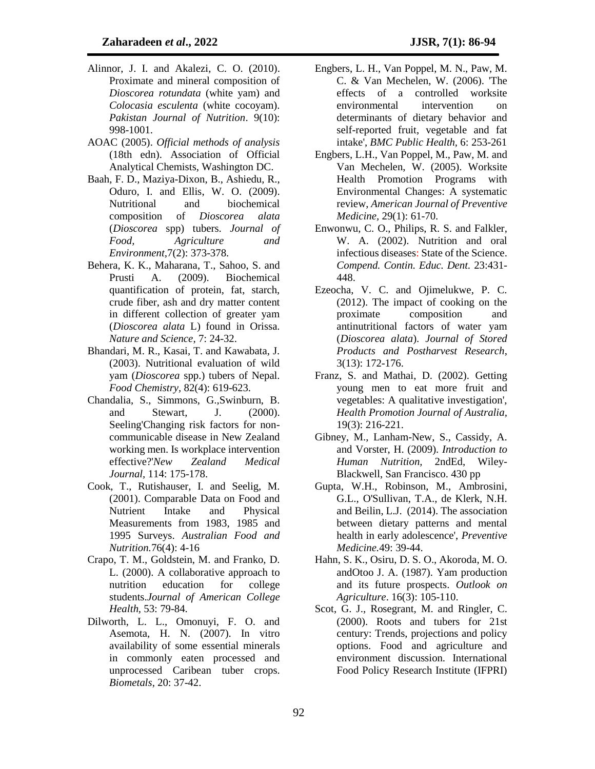Alinnor, J. I. and Akalezi, C. O. (2010). Proximate and mineral composition of *Dioscorea rotundata* (white yam) and *Colocasia esculenta* (white cocoyam). *Pakistan Journal of Nutrition*. 9(10): 998-1001.

AOAC (2005). *Official methods of analysis* (18th edn). Association of Official Analytical Chemists, Washington DC.

Baah, F. D., Maziya-Dixon, B., Ashiedu, R., Oduro, I. and Ellis, W. O. (2009). Nutritional and biochemical composition of *Dioscorea alata* (*Dioscorea* spp) tubers. *Journal of Food, Agriculture and Environment*,7(2): 373-378.

Behera, K. K., Maharana, T., Sahoo, S. and Prusti A. (2009). Biochemical quantification of protein, fat, starch, crude fiber, ash and dry matter content in different collection of greater yam (*Dioscorea alata* L) found in Orissa. *Nature and Science*, 7: 24-32.

Bhandari, M. R., Kasai, T. and Kawabata, J. (2003). Nutritional evaluation of wild yam (*Dioscorea* spp.) tubers of Nepal. *Food Chemistry,* 82(4): 619-623.

Chandalia, S., Simmons, G.,Swinburn, B. and Stewart, J. (2000). Seeling'Changing risk factors for non-communicable disease in New Zealand working men. Is workplace intervention effective?'*New Zealand Medical Journal*, 114: 175-178.

Cook, T., Rutishauser, I. and Seelig, M. (2001). Comparable Data on Food and Nutrient Intake and Physical Measurements from 1983, 1985 and 1995 Surveys. *Australian Food and Nutrition.*76(4): 4-16

Crapo, T. M., Goldstein, M. and Franko, D. L. (2000). A collaborative approach to nutrition education for college students.*Journal of American College Health*, 53: 79-84.

Dilworth, L. L., Omonuyi, F. O. and Asemota, H. N. (2007). In vitro availability of some essential minerals in commonly eaten processed and unprocessed Caribean tuber crops. *Biometals*, 20: 37-42.

Engbers, L. H., Van Poppel, M. N., Paw, M. C. & Van Mechelen, W. (2006). 'The effects of a controlled worksite environmental intervention on determinants of dietary behavior and self-reported fruit, vegetable and fat intake', *BMC Public Health,* 6: 253-261

Engbers, L.H., Van Poppel, M., Paw, M. and Van Mechelen, W. (2005). Worksite Health Promotion Programs with Environmental Changes: A systematic review, *American Journal of Preventive Medicine,* 29(1): 61-70.

Enwonwu, C. O., Philips, R. S. and Falkler, W. A. (2002). Nutrition and oral infectious diseases: State of the Science. *Compend. Contin. Educ. Dent.* 23:431-448.

Ezeocha, V. C. and Ojimelukwe, P. C. (2012). The impact of cooking on the proximate composition and antinutritional factors of water yam (*Dioscorea alata*). *Journal of Stored Products and Postharvest Research*, 3(13): 172-176.

Franz, S. and Mathai, D. (2002). Getting young men to eat more fruit and vegetables: A qualitative investigation', *Health Promotion Journal of Australia,* 19(3): 216-221.

Gibney, M., Lanham-New, S., Cassidy, A. and Vorster, H. (2009). *Introduction to Human Nutrition*, 2ndEd, Wiley-Blackwell, San Francisco. 430 pp

Gupta, W.H., Robinson, M., Ambrosini, G.L., O'Sullivan, T.A., de Klerk, N.H. and Beilin, L.J. (2014). The association between dietary patterns and mental health in early adolescence', *Preventive Medicine.*49: 39-44.

Hahn, S. K., Osiru, D. S. O., Akoroda, M. O. andOtoo J. A. (1987). Yam production and its future prospects. *Outlook on Agriculture*. 16(3): 105-110.

Scot, G. J., Rosegrant, M. and Ringler, C. (2000). Roots and tubers for 21st century: Trends, projections and policy options. Food and agriculture and environment discussion. International Food Policy Research Institute (IFPRI)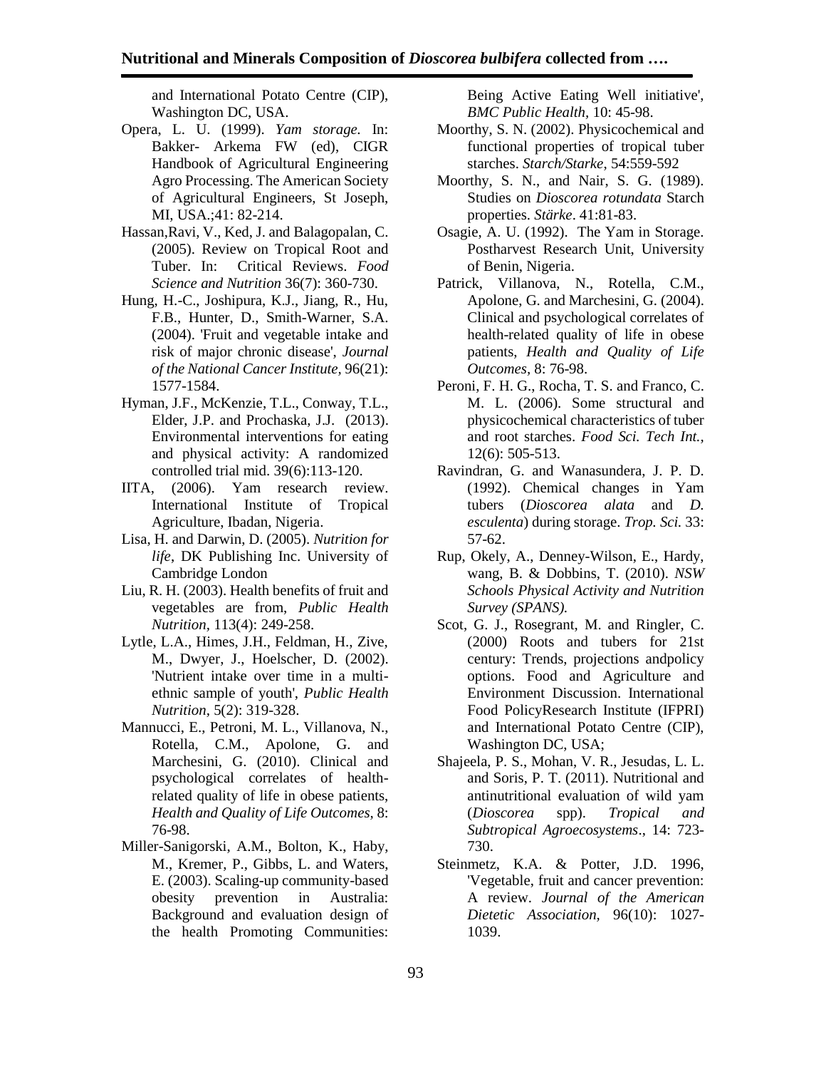and International Potato Centre (CIP), Washington DC, USA.

Opera, L. U. (1999). *Yam storage.* In: Bakker- Arkema FW (ed), CIGR Handbook of Agricultural Engineering Agro Processing. The American Society of Agricultural Engineers, St Joseph, MI, USA.;41: 82-214.

Hassan,Ravi, V., Ked, J. and Balagopalan, C. (2005). Review on Tropical Root and Tuber. In: Critical Reviews. *Food Science and Nutrition* 36(7): 360-730.

Hung, H.-C., Joshipura, K.J., Jiang, R., Hu, F.B., Hunter, D., Smith-Warner, S.A. (2004). 'Fruit and vegetable intake and risk of major chronic disease', *Journal of the National Cancer Institute*, 96(21): 1577-1584.

Hyman, J.F., McKenzie, T.L., Conway, T.L., Elder, J.P. and Prochaska, J.J. (2013). Environmental interventions for eating and physical activity: A randomized controlled trial mid. 39(6):113-120.

IITA, (2006). Yam research review. International Institute of Tropical Agriculture, Ibadan, Nigeria.

Lisa, H. and Darwin, D. (2005). *Nutrition for life*, DK Publishing Inc. University of Cambridge London

Liu, R. H. (2003). Health benefits of fruit and vegetables are from, *Public Health Nutrition*, 113(4): 249-258.

Lytle, L.A., Himes, J.H., Feldman, H., Zive, M., Dwyer, J., Hoelscher, D. (2002). 'Nutrient intake over time in a multi-ethnic sample of youth', *Public Health Nutrition*, 5(2): 319-328.

Mannucci, E., Petroni, M. L., Villanova, N., Rotella, C.M., Apolone, G. and Marchesini, G. (2010). Clinical and psychological correlates of health-related quality of life in obese patients, *Health and Quality of Life Outcomes*, 8: 76-98.

Miller-Sanigorski, A.M., Bolton, K., Haby, M., Kremer, P., Gibbs, L. and Waters, E. (2003). Scaling-up community-based obesity prevention in Australia: Background and evaluation design of the health Promoting Communities: Being Active Eating Well initiative', *BMC Public Health*, 10: 45-98.

Moorthy, S. N. (2002). Physicochemical and functional properties of tropical tuber starches. *Starch/Starke*, 54:559-592

Moorthy, S. N., and Nair, S. G. (1989). Studies on *Dioscorea rotundata* Starch properties. *Stärke*. 41:81-83.

Osagie, A. U. (1992). The Yam in Storage. Postharvest Research Unit, University of Benin, Nigeria.

Patrick, Villanova, N., Rotella, C.M., Apolone, G. and Marchesini, G. (2004). Clinical and psychological correlates of health-related quality of life in obese patients, *Health and Quality of Life Outcomes*, 8: 76-98.

Peroni, F. H. G., Rocha, T. S. and Franco, C. M. L. (2006). Some structural and physicochemical characteristics of tuber and root starches. *Food Sci. Tech Int.*, 12(6): 505-513.

Ravindran, G. and Wanasundera, J. P. D. (1992). Chemical changes in Yam tubers (*Dioscorea alata* and *D. esculenta*) during storage. *Trop. Sci.* 33: 57-62.

Rup, Okely, A., Denney-Wilson, E., Hardy, wang, B. & Dobbins, T. (2010). *NSW Schools Physical Activity and Nutrition Survey (SPANS).*

Scot, G. J., Rosegrant, M. and Ringler, C. (2000) Roots and tubers for 21st century: Trends, projections andpolicy options. Food and Agriculture and Environment Discussion. International Food PolicyResearch Institute (IFPRI) and International Potato Centre (CIP), Washington DC, USA;

Shajeela, P. S., Mohan, V. R., Jesudas, L. L. and Soris, P. T. (2011). Nutritional and antinutritional evaluation of wild yam (*Dioscorea* spp). *Tropical and Subtropical Agroecosystems*., 14: 723-730.

Steinmetz, K.A. & Potter, J.D. 1996, 'Vegetable, fruit and cancer prevention: A review. *Journal of the American Dietetic Association*, 96(10): 1027-1039.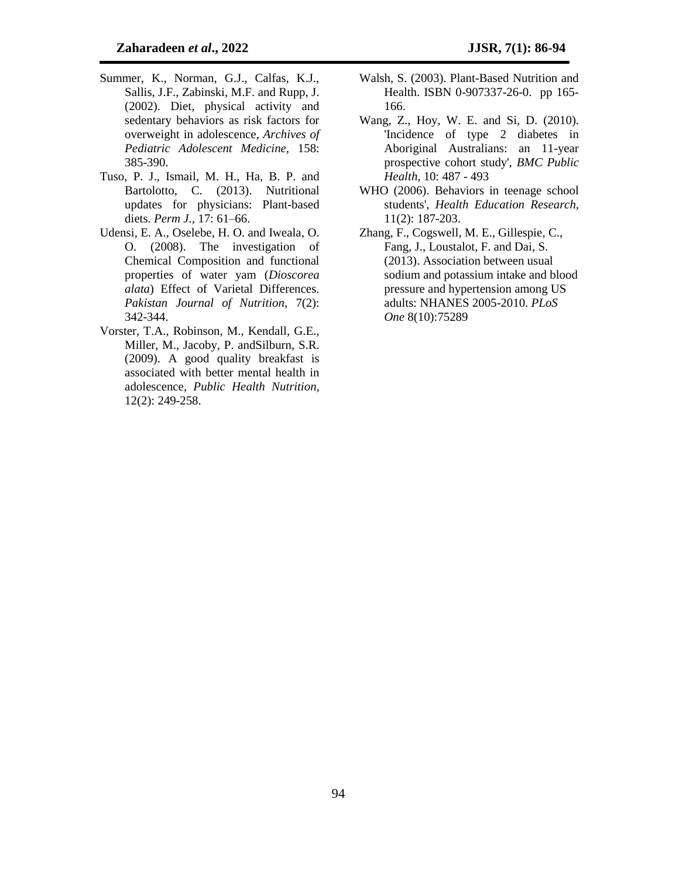Summer, K., Norman, G.J., Calfas, K.J., Sallis, J.F., Zabinski, M.F. and Rupp, J. (2002). Diet, physical activity and sedentary behaviors as risk factors for overweight in adolescence, *Archives of Pediatric Adolescent Medicine*, 158: 385-390.

Tuso, P. J., Ismail, M. H., Ha, B. P. and Bartolotto, C. (2013). Nutritional updates for physicians: Plant-based diets. *Perm J.*, 17: 61–66.

Udensi, E. A., Oselebe, H. O. and Iweala, O. O. (2008). The investigation of Chemical Composition and functional properties of water yam (*Dioscorea alata*) Effect of Varietal Differences. *Pakistan Journal of Nutrition*, 7(2): 342-344.

Vorster, T.A., Robinson, M., Kendall, G.E., Miller, M., Jacoby, P. andSilburn, S.R. (2009). A good quality breakfast is associated with better mental health in adolescence, *Public Health Nutrition*, 12(2): 249-258.

Walsh, S. (2003). Plant-Based Nutrition and Health. ISBN 0-907337-26-0. pp 165-166.

Wang, Z., Hoy, W. E. and Si, D. (2010). 'Incidence of type 2 diabetes in Aboriginal Australians: an 11-year prospective cohort study', *BMC Public Health*, 10: 487 - 493

WHO (2006). Behaviors in teenage school students', *Health Education Research*, 11(2): 187-203.

Zhang, F., Cogswell, M. E., Gillespie, C., Fang, J., Loustalot, F. and Dai, S. (2013). Association between usual sodium and potassium intake and blood pressure and hypertension among US adults: NHANES 2005-2010. *PLoS One* 8(10):75289